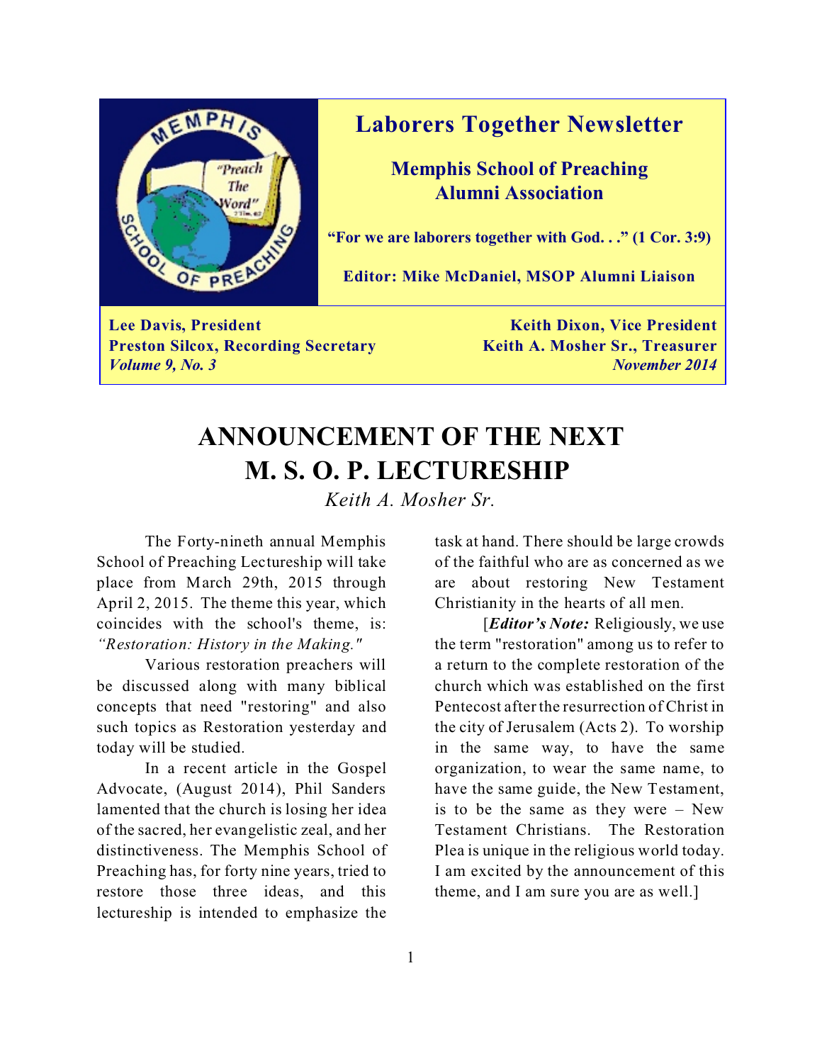# Laborers Together Newsletter

**Memphis School of Preaching Alumni Association**

**"For we are laborers together with God. . ." (1 Cor. 3:9)**

**Editor: Mike McDaniel, MSOP Alumni Liaison**

**Lee Davis, President** | **Keith Dixon, Vice President**
**Preston Silcox, Recording Secretary** | **Keith A. Mosher Sr., Treasurer**
***Volume 9, No. 3*** | ***November 2014***

# ANNOUNCEMENT OF THE NEXT M. S. O. P. LECTURESHIP

*Keith A. Mosher Sr.*

The Forty-nineth annual Memphis School of Preaching Lectureship will take place from March 29th, 2015 through April 2, 2015. The theme this year, which coincides with the school's theme, is: *"Restoration: History in the Making."*

Various restoration preachers will be discussed along with many biblical concepts that need "restoring" and also such topics as Restoration yesterday and today will be studied.

In a recent article in the Gospel Advocate, (August 2014), Phil Sanders lamented that the church is losing her idea of the sacred, her evangelistic zeal, and her distinctiveness. The Memphis School of Preaching has, for forty nine years, tried to restore those three ideas, and this lectureship is intended to emphasize the task at hand. There should large crowds of the faithful who are as concerned as we are about restoring New Testament Christianity in the hearts of all men.

[***Editor's Note:*** Religiously, we use the term "restoration" among us to refer to a return to the complete restoration of the church which was established on the first Pentecost after the resurrection of Christ in the city of Jerusalem (Acts 2). To worship in the same way, to have the same organization, to wear the same name, to have the same guide, the New Testament, is to be the same as they were – New Testament Christians. The Restoration Plea is unique in the religious world today. I am excited by the announcement of this theme, and I am sure you are as well.]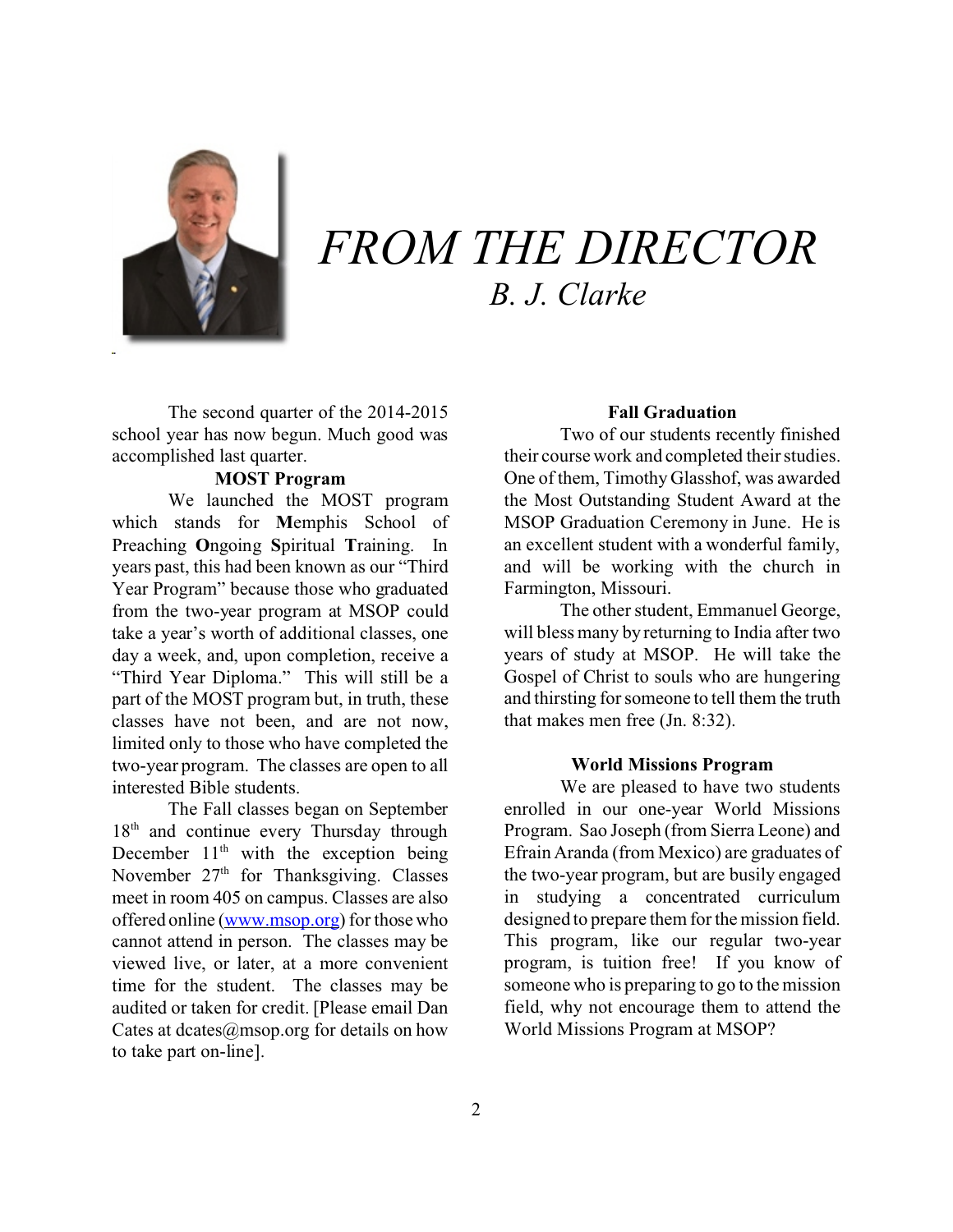# FROM THE DIRECTOR

*B. J. Clarke*

The second quarter of the 2014-2015 school year has now begun. Much good was accomplished last quarter.

### MOST Program

We launched the MOST program which stands for **M**emphis School of Preaching **O**ngoing **S**piritual **T**raining. In years past, this had been known as our "Third Year Program" because those who graduated from the two-year program at MSOP could take a year's worth of additional classes, one day a week, and, upon completion, receive a "Third Year Diploma." This will still be a part of the MOST program but, in truth, these classes have not been, and are not now, limited only to those who have completed the two-year program. The classes are open to all interested Bible students.

The Fall classes began on September 18th and continue every Thursday through December 11th with the exception being November 27th for Thanksgiving. Classes meet in room 405 on campus. Classes are also offered online (www.msop.org) for those who cannot attend in person. The classes may be viewed live, or later, at a more convenient time for the student. The classes may be audited or taken for credit. [Please email Dan Cates at dcates@msop.org for details on how to take part on-line].

### Fall Graduation

Two of our students recently finished their course work and completed their studies. One of them, Timothy Glasshof, was awarded the Most Outstanding Student Award at the MSOP Graduation Ceremony in June. He is an excellent student with a wonderful family, and will be working with the church in Farmington, Missouri.

The other student, Emmanuel George, will bless many by returning to India after two years of study at MSOP. He will take the Gospel of Christ to souls who are hungering and thirsting for someone to tell them the truth that makes men free (Jn. 8:32).

### World Missions Program

We are pleased to have two students enrolled in our one-year World Missions Program. Sao Joseph (from Sierra Leone) and Efrain Aranda (from Mexico) are graduates of the two-year program, but are busily engaged in studying a concentrated curriculum designed to prepare them for the mission field. This program, like our regular two-year program, is tuition free! If you know of someone who is preparing to go to the mission field, why not encourage them to attend the World Missions Program at MSOP?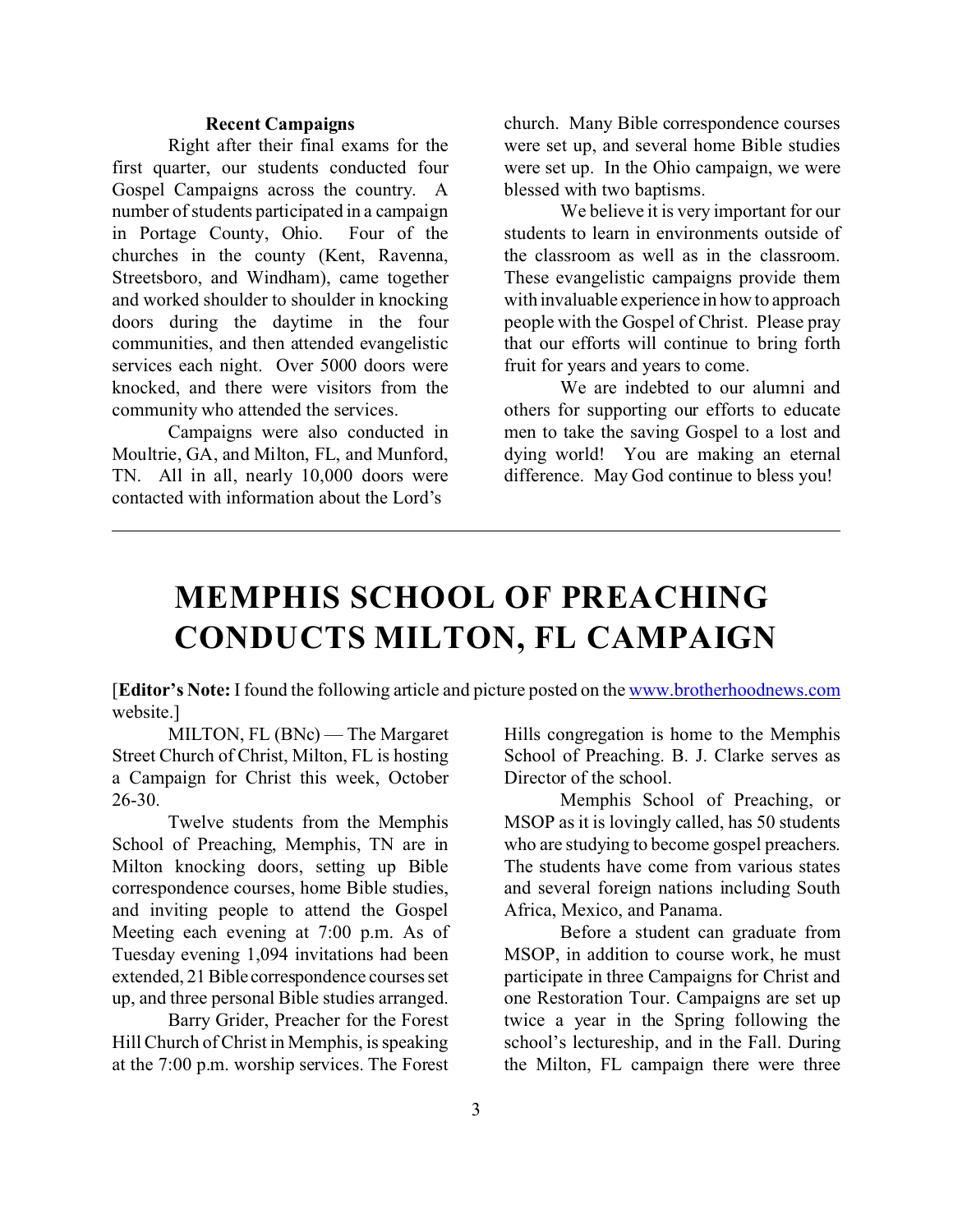### Recent Campaigns

Right after their final exams for the first quarter, our students conducted four Gospel Campaigns across the country. A number of students participated in a campaign in Portage County, Ohio. Four of the churches in the county (Kent, Ravenna, Streetsboro, and Windham), came together and worked shoulder to shoulder in knocking doors during the daytime in the four communities, and then attended evangelistic services each night. Over 5000 doors were knocked, and there were visitors from the community who attended the services.

Campaigns were also conducted in Moultrie, GA, and Milton, FL, and Munford, TN. All in all, nearly 10,000 doors were contacted with information about the Lord's church. Many Bible correspondence courses were set up, and several home Bible studies were set up. In the Ohio campaign, we were blessed with two baptisms.

We believe it is very important for our students to learn in environments outside of the classroom as well as in the classroom. These evangelistic campaigns provide them with invaluable experience in how to approach people with the Gospel of Christ. Please pray that our efforts will continue to bring forth fruit for years and years to come.

We are indebted to our alumni and others for supporting our efforts to educate men to take the saving Gospel to a lost and dying world! You are making an eternal difference. May God continue to bless you!

---

# MEMPHIS SCHOOL OF PREACHING CONDUCTS MILTON, FL CAMPAIGN

[**Editor's Note:** I found the following article and picture posted on the www.brotherhoodnews.com website.]

MILTON, FL (BNc) — The Margaret Street Church of Christ, Milton, FL is hosting a Campaign for Christ this week, October 26-30.

Twelve students from the Memphis School of Preaching, Memphis, TN are in Milton knocking doors, setting up Bible correspondence courses, home Bible studies, and inviting people to attend the Gospel Meeting each evening at 7:00 p.m. As of Tuesday evening 1,094 invitations had been extended, 21 Bible correspondence courses set up, and three personal Bible studies arranged.

Barry Grider, Preacher for the Forest Hill Church of Christ in Memphis, is speaking at the 7:00 p.m. worship services. The Forest Hills congregation is home to the Memphis School of Preaching. B. J. Clarke serves as Director of the school.

Memphis School of Preaching, or MSOP as it is lovingly called, has 50 students who are studying to become gospel preachers. The students have come from various states and several foreign nations including South Africa, Mexico, and Panama.

Before a student can graduate from MSOP, in addition to course work, he must participate in three Campaigns for Christ and one Restoration Tour. Campaigns are set up twice a year in the Spring following the school's lectureship, and in the Fall. During the Milton, FL campaign there were three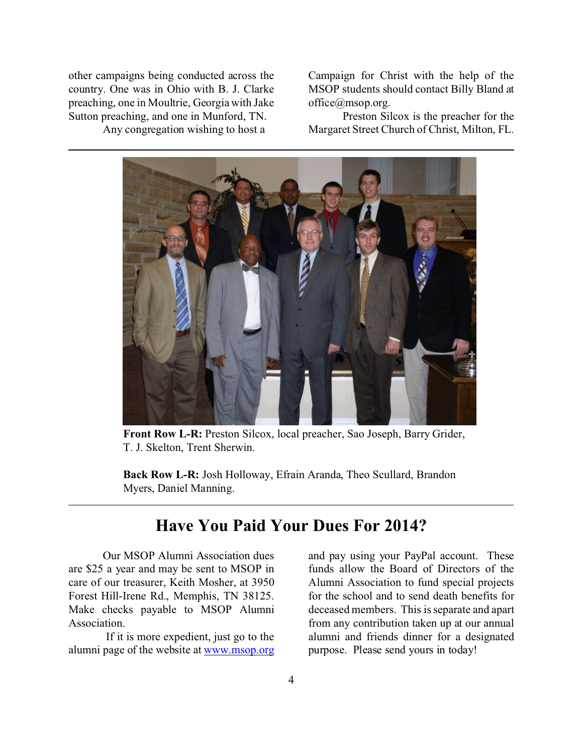other campaigns being conducted across the country. One was in Ohio with B. J. Clarke preaching, one in Moultrie, Georgia with Jake Sutton preaching, and one in Munford, TN.

Any congregation wishing to host a Campaign for Christ with the help of the MSOP students should contact Billy Bland at office@msop.org.

Preston Silcox is the preacher for the Margaret Street Church of Christ, Milton, FL.

**Front Row L-R:** Preston Silcox, local preacher, Sao Joseph, Barry Grider, T. J. Skelton, Trent Sherwin.

**Back Row L-R:** Josh Holloway, Efrain Aranda, Theo Scullard, Brandon Myers, Daniel Manning.

## Have You Paid Your Dues For 2014?

Our MSOP Alumni Association dues are $25 a year and may be sent to MSOP in care of our treasurer, Keith Mosher, at 3950 Forest Hill-Irene Rd., Memphis, TN 38125. Make checks payable to MSOP Alumni Association.

If it is more expedient, just go to the alumni page of the website at www.msop.org and pay using your PayPal account. These funds allow the Board of Directors of the Alumni Association to fund special projects for the school and to send death benefits for deceased members. This is separate and apart from any contribution taken up at our annual alumni and friends dinner for a designated purpose. Please send yours in today!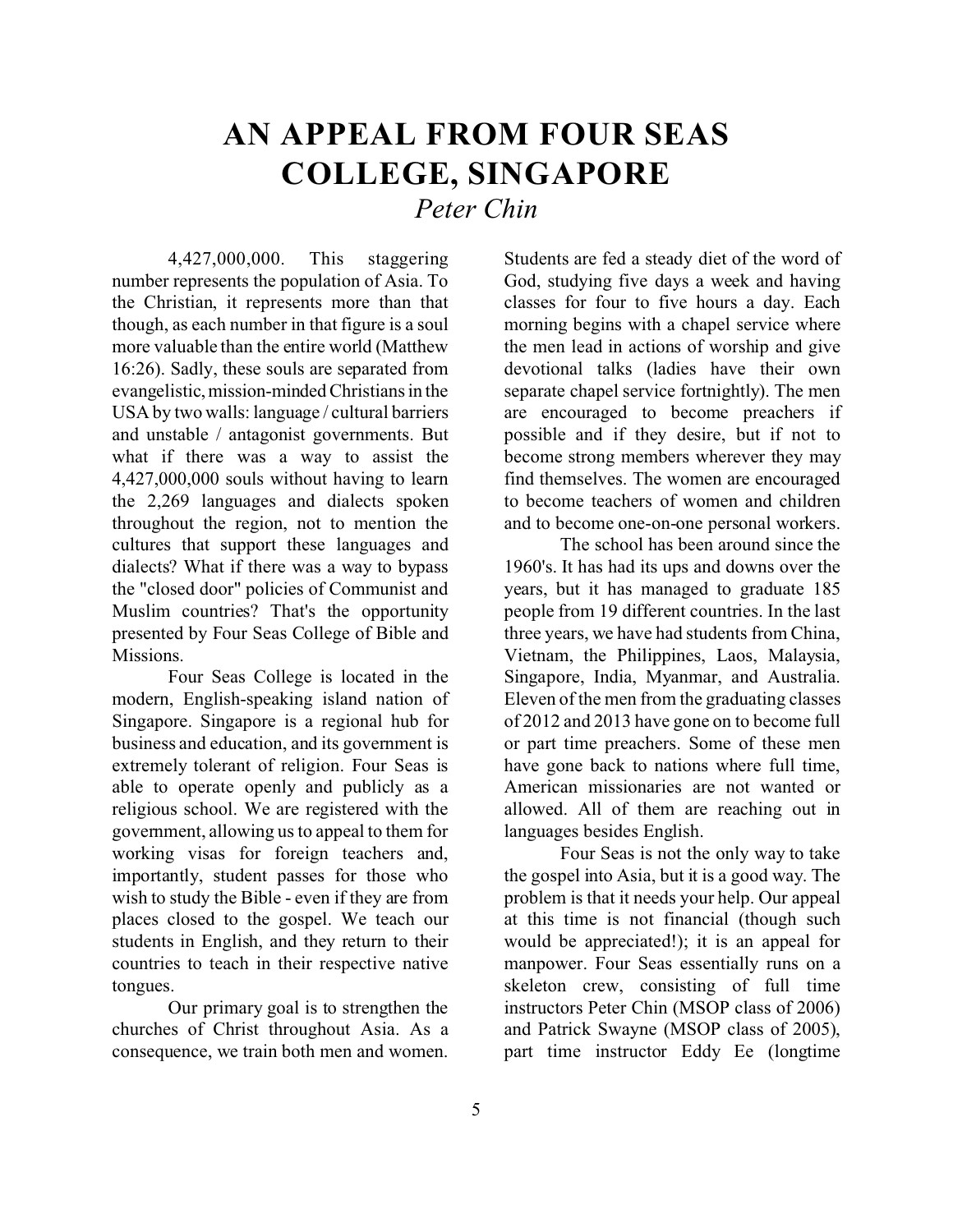# AN APPEAL FROM FOUR SEAS COLLEGE, SINGAPORE

*Peter Chin*

4,427,000,000. This staggering number represents the population of Asia. To the Christian, it represents more than that though, as each number in that figure is a soul more valuable than the entire world (Matthew 16:26). Sadly, these souls are separated from evangelistic, mission-minded Christians in the USA by two walls: language / cultural barriers and unstable / antagonist governments. But what if there was a way to assist the 4,427,000,000 souls without having to learn the 2,269 languages and dialects spoken throughout the region, not to mention the cultures that support these languages and dialects? What if there was a way to bypass the "closed door" policies of Communist and Muslim countries? That's the opportunity presented by Four Seas College of Bible and Missions.

Four Seas College is located in the modern, English-speaking island nation of Singapore. Singapore is a regional hub for business and education, and its government is extremely tolerant of religion. Four Seas is able to operate openly and publicly as a religious school. We are registered with the government, allowing us to appeal to them for working visas for foreign teachers and, importantly, student passes for those who wish to study the Bible - even if they are from places closed to the gospel. We teach our students in English, and they return to their countries to teach in their respective native tongues.

Our primary goal is to strengthen the churches of Christ throughout Asia. As a consequence, we train both men and women. Students are fed a steady diet of the word of God, studying five days a week and having classes for four to five hours a day. Each morning begins with a chapel service where the men lead in actions of worship and give devotional talks (ladies have their own separate chapel service fortnightly). The men are encouraged to become preachers if possible and if they desire, but if not to become strong members wherever they may find themselves. The women are encouraged to become teachers of women and children and to become one-on-one personal workers.

The school has been around since the 1960's. It has had its ups and downs over the years, but it has managed to graduate 185 people from 19 different countries. In the last three years, we have had students from China, Vietnam, the Philippines, Laos, Malaysia, Singapore, India, Myanmar, and Australia. Eleven of the men from the graduating classes of 2012 and 2013 have gone on to become full or part time preachers. Some of these men have gone back to nations where full time, American missionaries are not wanted or allowed. All of them are reaching out in languages besides English.

Four Seas is not the only way to take the gospel into Asia, but it is a good way. The problem is that it needs your help. Our appeal at this time is not financial (though such would be appreciated!); it is an appeal for manpower. Four Seas essentially runs on a skeleton crew, consisting of full time instructors Peter Chin (MSOP class of 2006) and Patrick Swayne (MSOP class of 2005), part time instructor Eddy Ee (longtime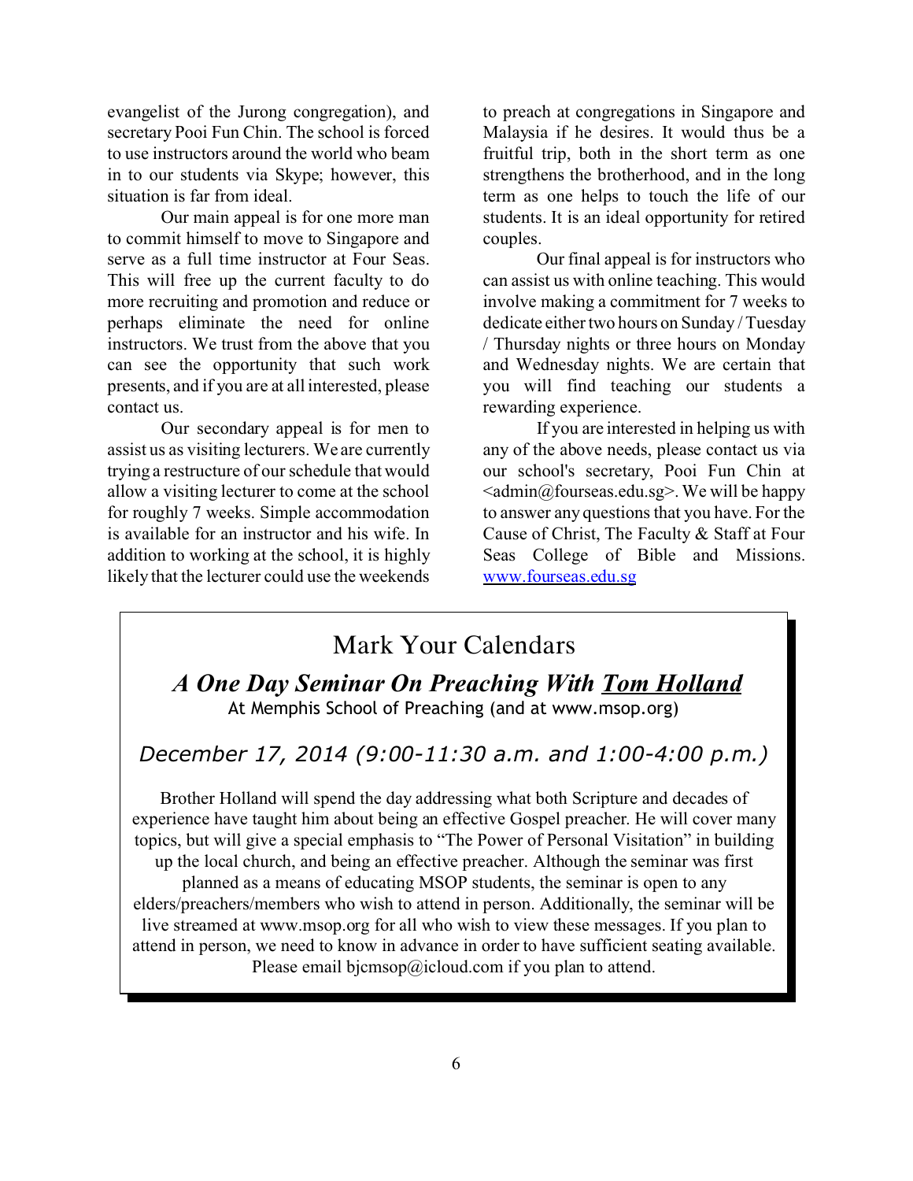evangelist of the Jurong congregation), and secretary Pooi Fun Chin. The school is forced to use instructors around the world who beam in to our students via Skype; however, this situation is far from ideal.

Our main appeal is for one more man to commit himself to move to Singapore and serve as a full time instructor at Four Seas. This will free up the current faculty to do more recruiting and promotion and reduce or perhaps eliminate the need for online instructors. We trust from the above that you can see the opportunity that such work presents, and if you are at all interested, please contact us.

Our secondary appeal is for men to assist us as visiting lecturers. We are currently trying a restructure of our schedule that would allow a visiting lecturer to come at the school for roughly 7 weeks. Simple accommodation is available for an instructor and his wife. In addition to working at the school, it is highly likely that the lecturer could use the weekends to preach at congregations in Singapore and Malaysia if he desires. It would thus be a fruitful trip, both in the short term as one strengthens the brotherhood, and in the long term as one helps to touch the life of our students. It is an ideal opportunity for retired couples.

Our final appeal is for instructors who can assist us with online teaching. This would involve making a commitment for 7 weeks to dedicate either two hours on Sunday / Tuesday / Thursday nights or three hours on Monday and Wednesday nights. We are certain that you will find teaching our students a rewarding experience.

If you are interested in helping us with any of the above needs, please contact us via our school's secretary, Pooi Fun Chin at <admin@fourseas.edu.sg>. We will be happy to answer any questions that you have. For the Cause of Christ, The Faculty & Staff at Four Seas College of Bible and Missions. [www.fourseas.edu.sg](http://www.fourseas.edu.sg)

## Mark Your Calendars

### *A One Day Seminar On Preaching With Tom Holland*

At Memphis School of Preaching (and at www.msop.org)

*December 17, 2014 (9:00-11:30 a.m. and 1:00-4:00 p.m.)*

Brother Holland will spend the day addressing what both Scripture and decades of experience have taught him about being an effective Gospel preacher. He will cover many topics, but will give a special emphasis to "The Power of Personal Visitation" in building up the local church, and being an effective preacher. Although the seminar was first planned as a means of educating MSOP students, the seminar is open to any elders/preachers/members who wish to attend in person. Additionally, the seminar will be live streamed at www.msop.org for all who wish to view these messages. If you plan to attend in person, we need to know in advance in order to have sufficient seating available. Please email bjcmsop@icloud.com if you plan to attend.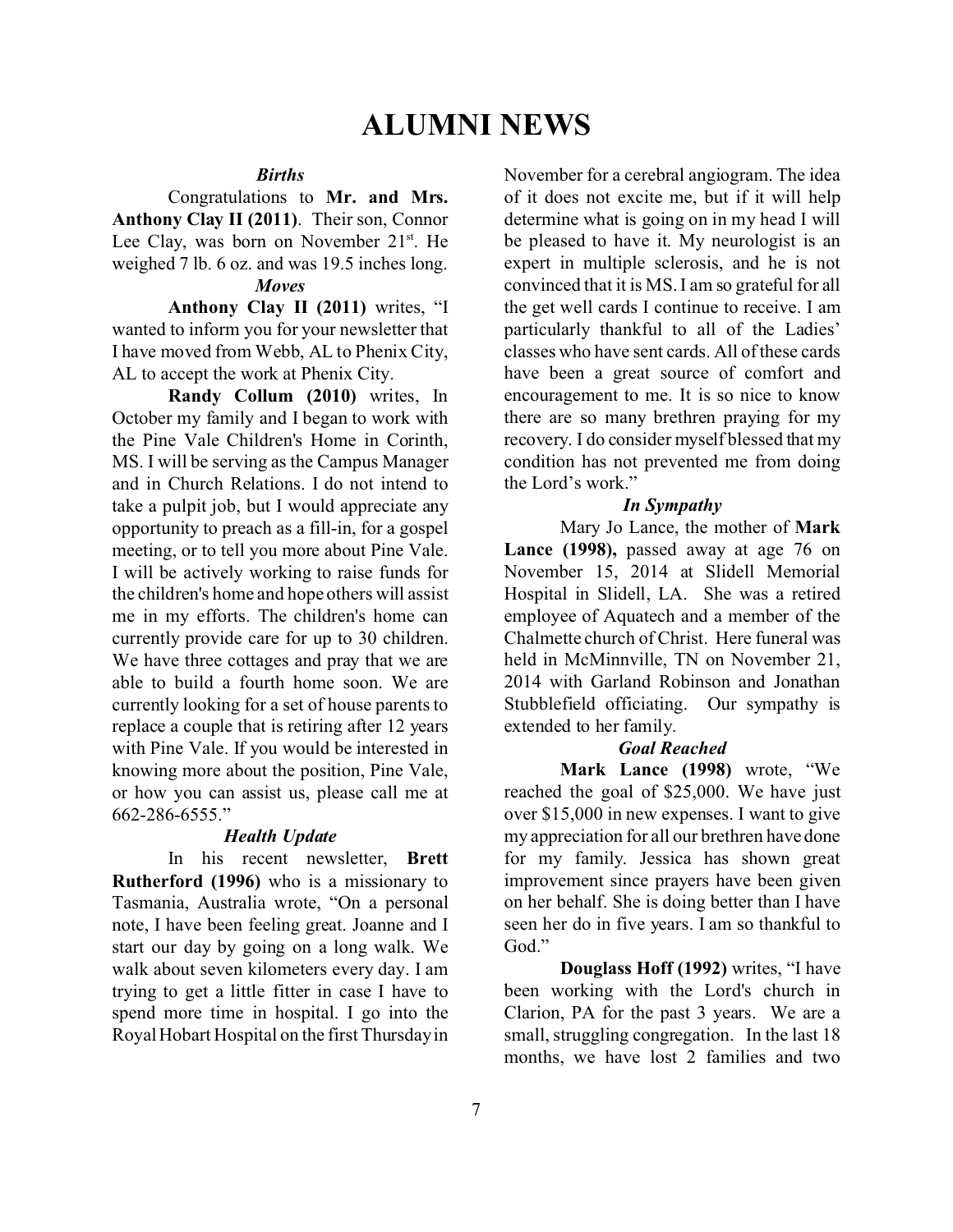# ALUMNI NEWS

### *Births*

Congratulations to **Mr. and Mrs. Anthony Clay II (2011)**. Their son, Connor Lee Clay, was born on November 21st. He weighed 7 lb. 6 oz. and was 19.5 inches long.

### *Moves*

**Anthony Clay II (2011)** writes, "I wanted to inform you for your newsletter that I have moved from Webb, AL to Phenix City, AL to accept the work at Phenix City.

**Randy Collum (2010)** writes, In October my family and I began to work with the Pine Vale Children's Home in Corinth, MS. I will be serving as the Campus Manager and in Church Relations. I do not intend to take a pulpit job, but I would appreciate any opportunity to preach as a fill-in, for a gospel meeting, or to tell you more about Pine Vale. I will be actively working to raise funds for the children's home and hope others will assist me in my efforts. The children's home can currently provide care for up to 30 children. We have three cottages and pray that we are able to build a fourth home soon. We are currently looking for a set of house parents to replace a couple that is retiring after 12 years with Pine Vale. If you would be interested in knowing more about the position, Pine Vale, or how you can assist us, please call me at 662-286-6555."

### *Health Update*

In his recent newsletter, **Brett Rutherford (1996)** who is a missionary to Tasmania, Australia wrote, "On a personal note, I have been feeling great. Joanne and I start our day by going on a long walk. We walk about seven kilometers every day. I am trying to get a little fitter in case I have to spend more time in hospital. I go into the Royal Hobart Hospital on the first Thursday in November for a cerebral angiogram. The idea of it does not excite me, but if it will help determine what is going on in my head I will be pleased to have it. My neurologist is an expert in multiple sclerosis, and he is not convinced that it is MS. I am so grateful for all the get well cards I continue to receive. I am particularly thankful to all of the Ladies' classes who have sent cards. All of these cards have been a great source of comfort and encouragement to me. It is so nice to know there are so many brethren praying for my recovery. I do consider myself blessed that my condition has not prevented me from doing the Lord's work."

### *In Sympathy*

Mary Jo Lance, the mother of **Mark Lance (1998),** passed away at age 76 on November 15, 2014 at Slidell Memorial Hospital in Slidell, LA. She was a retired employee of Aquatech and a member of the Chalmette church of Christ. Here funeral was held in McMinnville, TN on November 21, 2014 with Garland Robinson and Jonathan Stubblefield officiating. Our sympathy is extended to her family.

### *Goal Reached*

**Mark Lance (1998)** wrote, "We reached the goal of $25,000. We have just over $15,000 in new expenses. I want to give my appreciation for all our brethren have done for my family. Jessica has shown great improvement since prayers have been given on her behalf. She is doing better than I have seen her do in five years. I am so thankful to God."

**Douglass Hoff (1992)** writes, "I have been working with the Lord's church in Clarion, PA for the past 3 years. We are a small, struggling congregation. In the last 18 months, we have lost 2 families and two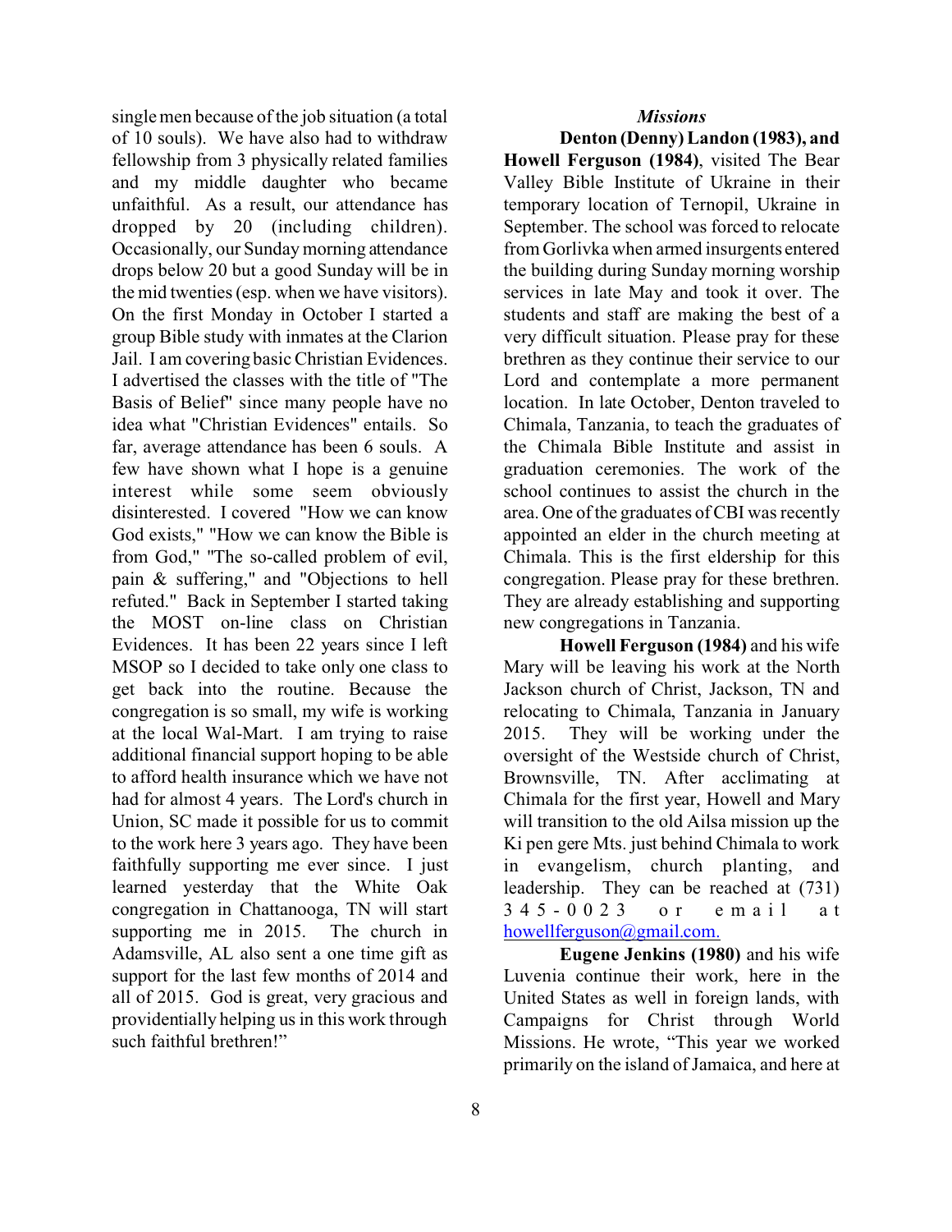single men because of the job situation (a total of 10 souls). We have also had to withdraw fellowship from 3 physically related families and my middle daughter who became unfaithful. As a result, our attendance has dropped by 20 (including children). Occasionally, our Sunday morning attendance drops below 20 but a good Sunday will be in the mid twenties (esp. when we have visitors). On the first Monday in October I started a group Bible study with inmates at the Clarion Jail. I am covering basic Christian Evidences. I advertised the classes with the title of "The Basis of Belief" since many people have no idea what "Christian Evidences" entails. So far, average attendance has been 6 souls. A few have shown what I hope is a genuine interest while some seem obviously disinterested. I covered "How we can know God exists," "How we can know the Bible is from God," "The so-called problem of evil, pain & suffering," and "Objections to hell refuted." Back in September I started taking the MOST on-line class on Christian Evidences. It has been 22 years since I left MSOP so I decided to take only one class to get back into the routine. Because the congregation is so small, my wife is working at the local Wal-Mart. I am trying to raise additional financial support hoping to be able to afford health insurance which we have not had for almost 4 years. The Lord's church in Union, SC made it possible for us to commit to the work here 3 years ago. They have been faithfully supporting me ever since. I just learned yesterday that the White Oak congregation in Chattanooga, TN will start supporting me in 2015. The church in Adamsville, AL also sent a one time gift as support for the last few months of 2014 and all of 2015. God is great, very gracious and providentially helping us in this work through such faithful brethren!"

### *Missions*

**Denton (Denny) Landon (1983), and Howell Ferguson (1984)**, visited The Bear Valley Bible Institute of Ukraine in their temporary location of Ternopil, Ukraine in September. The school was forced to relocate from Gorlivka when armed insurgents entered the building during Sunday morning worship services in late May and took it over. The students and staff are making the best of a very difficult situation. Please pray for these brethren as they continue their service to our Lord and contemplate a more permanent location. In late October, Denton traveled to Chimala, Tanzania, to teach the graduates of the Chimala Bible Institute and assist in graduation ceremonies. The work of the school continues to assist the church in the area. One of the graduates of CBI was recently appointed an elder in the church meeting at Chimala. This is the first eldership for this congregation. Please pray for these brethren. They are already establishing and supporting new congregations in Tanzania.

**Howell Ferguson (1984)** and his wife Mary will be leaving his work at the North Jackson church of Christ, Jackson, TN and relocating to Chimala, Tanzania in January 2015. They will be working under the oversight of the Westside church of Christ, Brownsville, TN. After acclimating at Chimala for the first year, Howell and Mary will transition to the old Ailsa mission up the Ki pen gere Mts. just behind Chimala to work in evangelism, church planting, and leadership. They can be reached at (731) 345-0023 or email at howellferguson@gmail.com.

**Eugene Jenkins (1980)** and his wife Luvenia continue their work, here in the United States as well in foreign lands, with Campaigns for Christ through World Missions. He wrote, "This year we worked primarily on the island of Jamaica, and here at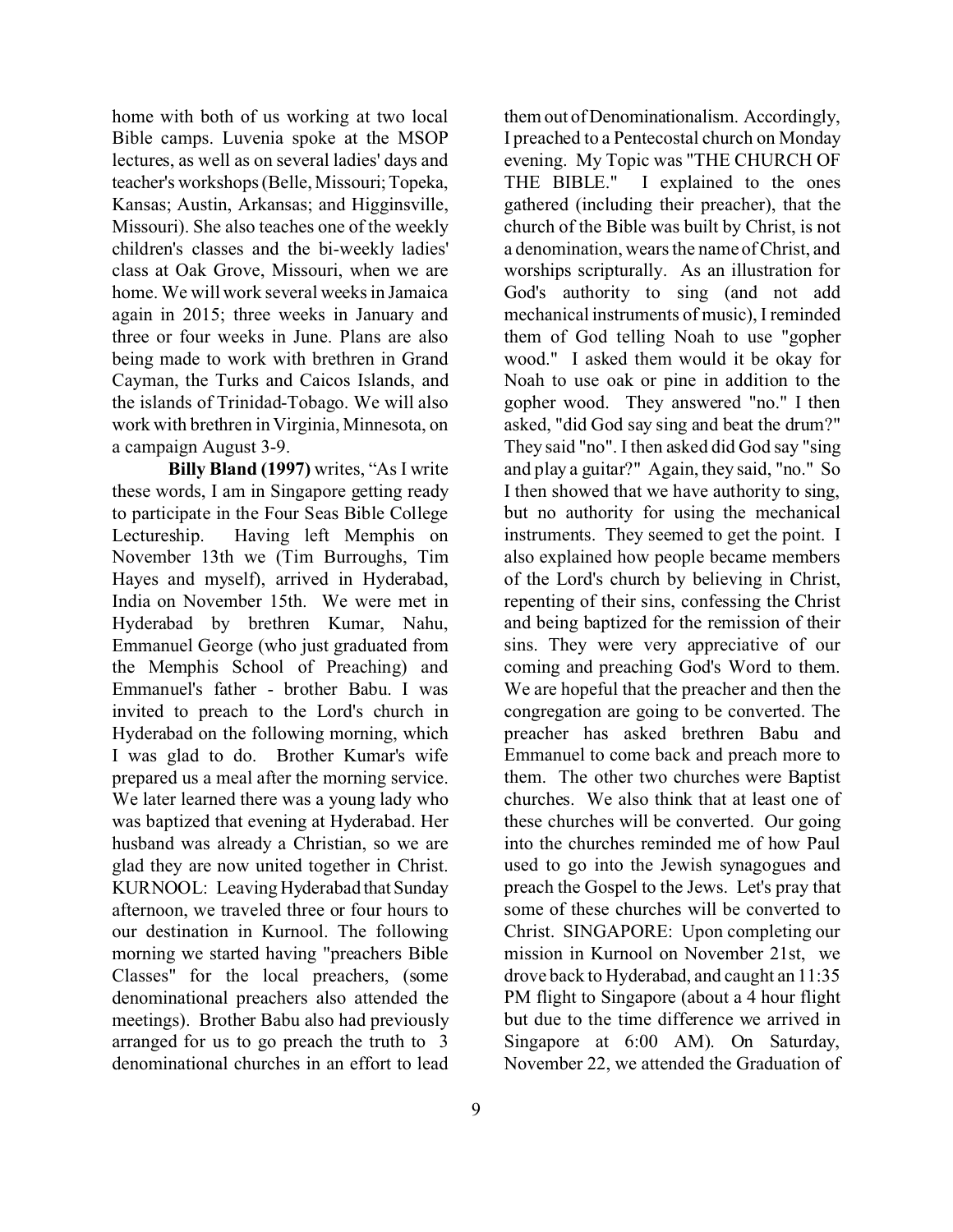home with both of us working at two local Bible camps. Luvenia spoke at the MSOP lectures, as well as on several ladies' days and teacher's workshops (Belle, Missouri; Topeka, Kansas; Austin, Arkansas; and Higginsville, Missouri). She also teaches one of the weekly children's classes and the bi-weekly ladies' class at Oak Grove, Missouri, when we are home. We will work several weeks in Jamaica again in 2015; three weeks in January and three or four weeks in June. Plans are also being made to work with brethren in Grand Cayman, the Turks and Caicos Islands, and the islands of Trinidad-Tobago. We will also work with brethren in Virginia, Minnesota, on a campaign August 3-9.

**Billy Bland (1997)** writes, "As I write these words, I am in Singapore getting ready to participate in the Four Seas Bible College Lectureship. Having left Memphis on November 13th we (Tim Burroughs, Tim Hayes and myself), arrived in Hyderabad, India on November 15th. We were met in Hyderabad by brethren Kumar, Nahu, Emmanuel George (who just graduated from the Memphis School of Preaching) and Emmanuel's father - brother Babu. I was invited to preach to the Lord's church in Hyderabad on the following morning, which I was glad to do. Brother Kumar's wife prepared us a meal after the morning service. We later learned there was a young lady who was baptized that evening at Hyderabad. Her husband was already a Christian, so we are glad they are now united together in Christ. KURNOOL: Leaving Hyderabad that Sunday afternoon, we traveled three or four hours to our destination in Kurnool. The following morning we started having "preachers Bible Classes" for the local preachers, (some denominational preachers also attended the meetings). Brother Babu also had previously arranged for us to go preach the truth to 3 denominational churches in an effort to lead them out of Denominationalism. Accordingly, I preached to a Pentecostal church on Monday evening. My Topic was "THE CHURCH OF THE BIBLE." I explained to the ones gathered (including their preacher), that the church of the Bible was built by Christ, is not a denomination, wears the name of Christ, and worships scripturally. As an illustration for God's authority to sing (and not add mechanical instruments of music), I reminded them of God telling Noah to use "gopher wood." I asked them would it be okay for Noah to use oak or pine in addition to the gopher wood. They answered "no." I then asked, "did God say sing and beat the drum?" They said "no". I then asked did God say "sing and play a guitar?" Again, they said, "no." So I then showed that we have authority to sing, but no authority for using the mechanical instruments. They seemed to get the point. I also explained how people became members of the Lord's church by believing in Christ, repenting of their sins, confessing the Christ and being baptized for the remission of their sins. They were very appreciative of our coming and preaching God's Word to them. We are hopeful that the preacher and then the congregation are going to be converted. The preacher has asked brethren Babu and Emmanuel to come back and preach more to them. The other two churches were Baptist churches. We also think that at least one of these churches will be converted. Our going into the churches reminded me of how Paul used to go into the Jewish synagogues and preach the Gospel to the Jews. Let's pray that some of these churches will be converted to Christ. SINGAPORE: Upon completing our mission in Kurnool on November 21st, we drove back to Hyderabad, and caught an 11:35 PM flight to Singapore (about a 4 hour flight but due to the time difference we arrived in Singapore at 6:00 AM). On Saturday, November 22, we attended the Graduation of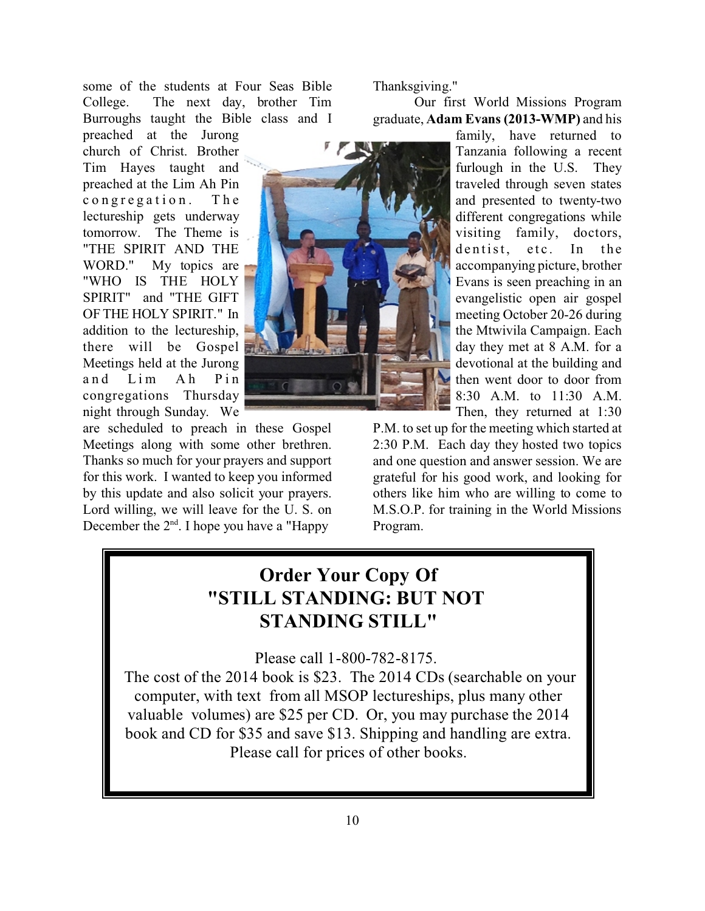some of the students at Four Seas Bible College. The next day, brother Tim Burroughs taught the Bible class and I preached at the Jurong church of Christ. Brother Tim Hayes taught and preached at the Lim Ah Pin congregation. The lectureship gets underway tomorrow. The Theme is "THE SPIRIT AND THE WORD." My topics are "WHO IS THE HOLY SPIRIT" and "THE GIFT OF THE HOLY SPIRIT." In addition to the lectureship, there will be Gospel Meetings held at the Jurong and Lim Ah Pin congregations Thursday night through Sunday. We are scheduled to preach in these Gospel Meetings along with some other brethren. Thanks so much for your prayers and support for this work. I wanted to keep you informed by this update and also solicit your prayers. Lord willing, we will leave for the U. S. on December the 2nd. I hope you have a "Happy Thanksgiving."

Our first World Missions Program graduate, **Adam Evans (2013-WMP)** and his family, have returned to Tanzania following a recent furlough in the U.S. They traveled through seven states and presented to twenty-two different congregations while visiting family, doctors, dentist, etc. In the accompanying picture, brother Evans is seen preaching in an evangelistic open air gospel meeting October 20-26 during the Mtwivila Campaign. Each day they met at 8 A.M. for a devotional at the building and then went door to door from 8:30 A.M. to 11:30 A.M. Then, they returned at 1:30 P.M. to set up for the meeting which started at 2:30 P.M. Each day they hosted two topics and one question and answer session. We are grateful for his good work, and looking for others like him who are willing to come to M.S.O.P. for training in the World Missions Program.

## Order Your Copy Of "STILL STANDING: BUT NOT STANDING STILL"

Please call 1-800-782-8175.
The cost of the 2014 book is $23. The 2014 CDs (searchable on your computer, with text from all MSOP lectureships, plus many other valuable volumes) are $25 per CD. Or, you may purchase the 2014 book and CD for $35 and save $13. Shipping and handling are extra. Please call for prices of other books.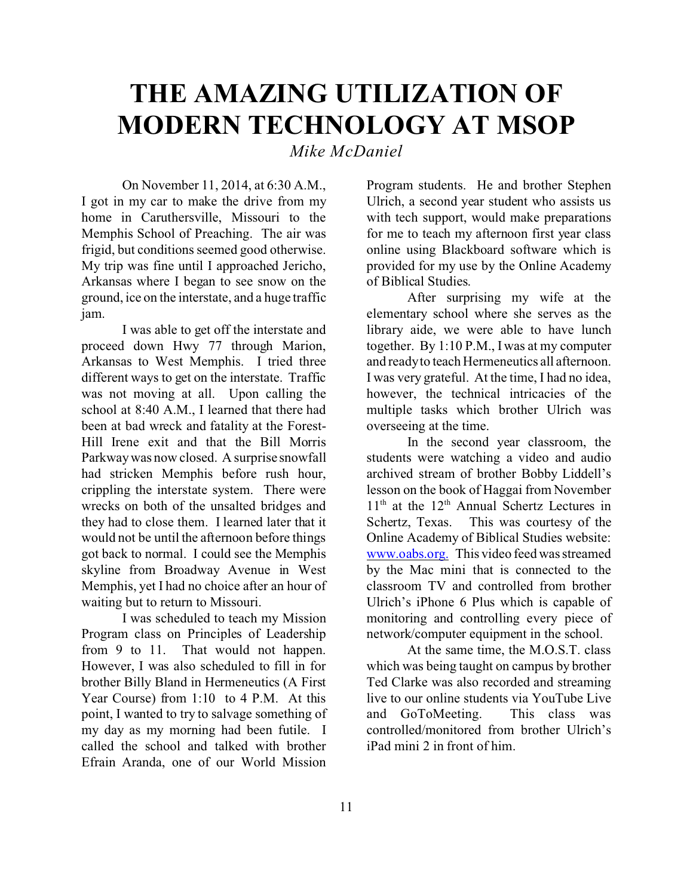# THE AMAZING UTILIZATION OF MODERN TECHNOLOGY AT MSOP

*Mike McDaniel*

On November 11, 2014, at 6:30 A.M., I got in my car to make the drive from my home in Caruthersville, Missouri to the Memphis School of Preaching. The air was frigid, but conditions seemed good otherwise. My trip was fine until I approached Jericho, Arkansas where I began to see snow on the ground, ice on the interstate, and a huge traffic jam.

I was able to get off the interstate and proceed down Hwy 77 through Marion, Arkansas to West Memphis. I tried three different ways to get on the interstate. Traffic was not moving at all. Upon calling the school at 8:40 A.M., I learned that there had been at bad wreck and fatality at the Forest-Hill Irene exit and that the Bill Morris Parkway was now closed. A surprise snowfall had stricken Memphis before rush hour, crippling the interstate system. There were wrecks on both of the unsalted bridges and they had to close them. I learned later that it would not be until the afternoon before things got back to normal. I could see the Memphis skyline from Broadway Avenue in West Memphis, yet I had no choice after an hour of waiting but to return to Missouri.

I was scheduled to teach my Mission Program class on Principles of Leadership from 9 to 11. That would not happen. However, I was also scheduled to fill in for brother Billy Bland in Hermeneutics (A First Year Course) from 1:10 to 4 P.M. At this point, I wanted to try to salvage something of my day as my morning had been futile. I called the school and talked with brother Efrain Aranda, one of our World Mission Program students. He and brother Stephen Ulrich, a second year student who assists us with tech support, would make preparations for me to teach my afternoon first year class online using Blackboard software which is provided for my use by the Online Academy of Biblical Studies.

After surprising my wife at the elementary school where she serves as the library aide, we were able to have lunch together. By 1:10 P.M., I was at my computer and ready to teach Hermeneutics all afternoon. I was very grateful. At the time, I had no idea, however, the technical intricacies of the multiple tasks which brother Ulrich was overseeing at the time.

In the second year classroom, the students were watching a video and audio archived stream of brother Bobby Liddell's lesson on the book of Haggai from November 11th at the 12th Annual Schertz Lectures in Schertz, Texas. This was courtesy of the Online Academy of Biblical Studies website: www.oabs.org. This video feed was streamed by the Mac mini that is connected to the classroom TV and controlled from brother Ulrich's iPhone 6 Plus which is capable of monitoring and controlling every piece of network/computer equipment in the school.

At the same time, the M.O.S.T. class which was being taught on campus by brother Ted Clarke was also recorded and streaming live to our online students via YouTube Live and GoToMeeting. This class was controlled/monitored from brother Ulrich's iPad mini 2 in front of him.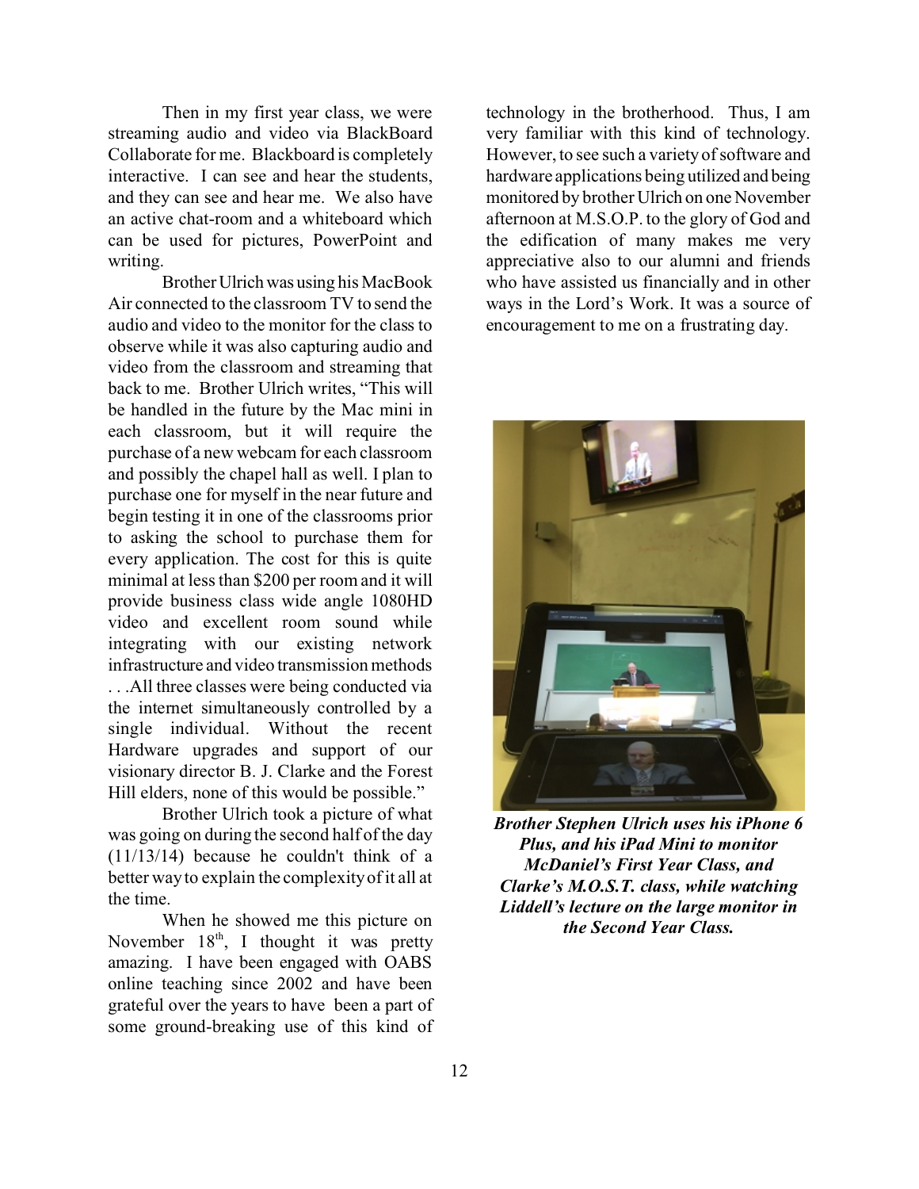Then in my first year class, we were streaming audio and video via BlackBoard Collaborate for me. Blackboard is completely interactive. I can see and hear the students, and they can see and hear me. We also have an active chat-room and a whiteboard which can be used for pictures, PowerPoint and writing.

Brother Ulrich was using his MacBook Air connected to the classroom TV to send the audio and video to the monitor for the class to observe while it was also capturing audio and video from the classroom and streaming that back to me. Brother Ulrich writes, "This will be handled in the future by the Mac mini in each classroom, but it will require the purchase of a new webcam for each classroom and possibly the chapel hall as well. I plan to purchase one for myself in the near future and begin testing it in one of the classrooms prior to asking the school to purchase them for every application. The cost for this is quite minimal at less than $200 per room and it will provide business class wide angle 1080HD video and excellent room sound while integrating with our existing network infrastructure and video transmission methods . . .All three classes were being conducted via the internet simultaneously controlled by a single individual. Without the recent Hardware upgrades and support of our visionary director B. J. Clarke and the Forest Hill elders, none of this would be possible."

Brother Ulrich took a picture of what was going on during the second half of the day (11/13/14) because he couldn't think of a better way to explain the complexity of it all at the time.

When he showed me this picture on November 18th, I thought it was pretty amazing. I have been engaged with OABS online teaching since 2002 and have been grateful over the years to have been a part of some ground-breaking use of this kind of technology in the brotherhood. Thus, I am very familiar with this kind of technology. However, to see such a variety of software and hardware applications being utilized and being monitored by brother Ulrich on one November afternoon at M.S.O.P. to the glory of God and the edification of many makes me very appreciative also to our alumni and friends who have assisted us financially and in other ways in the Lord's Work. It was a source of encouragement to me on a frustrating day.

***Brother Stephen Ulrich uses his iPhone 6 Plus, and his iPad Mini to monitor McDaniel's First Year Class, and Clarke's M.O.S.T. class, while watching Liddell's lecture on the large monitor in the Second Year Class.***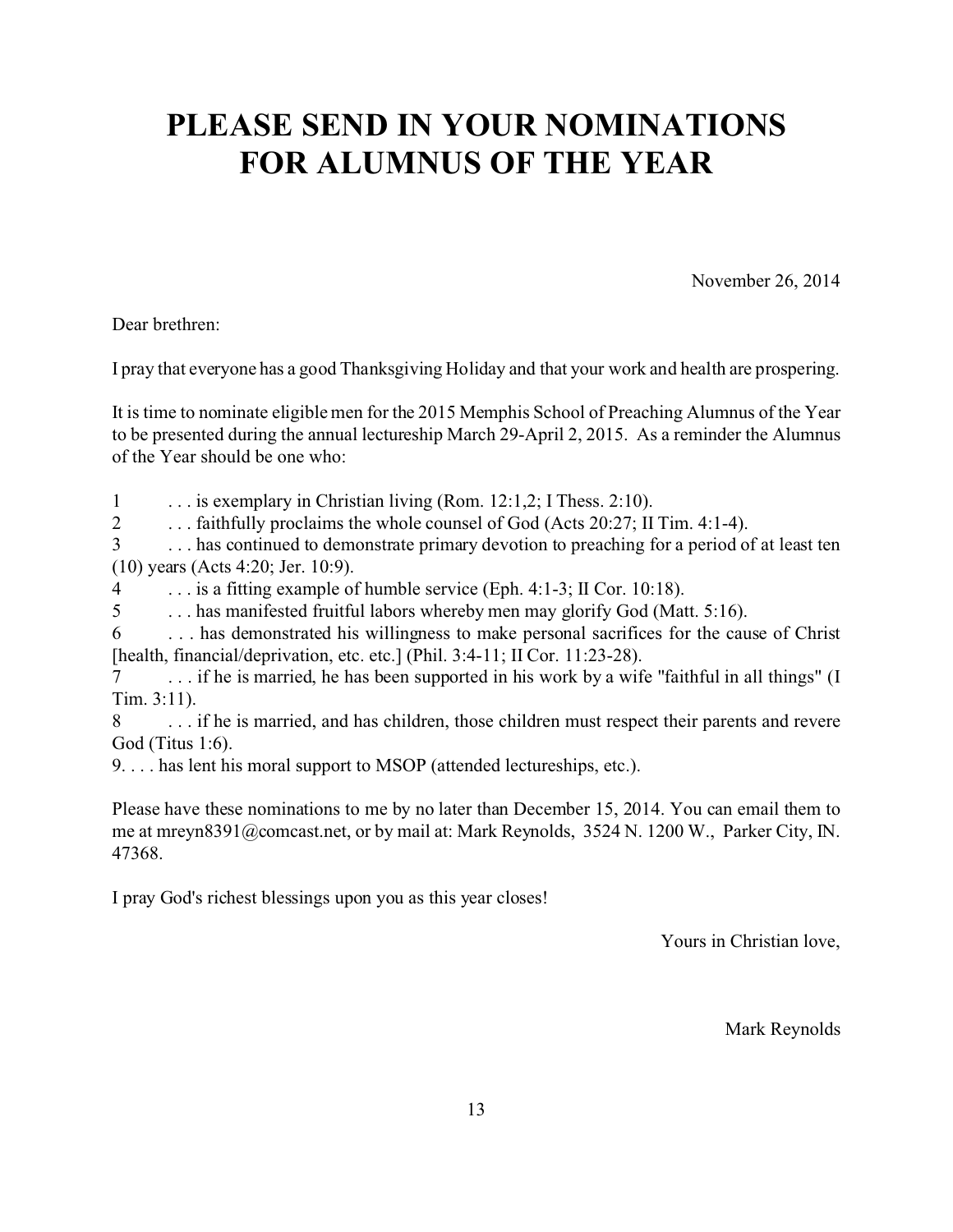# PLEASE SEND IN YOUR NOMINATIONS FOR ALUMNUS OF THE YEAR

November 26, 2014

Dear brethren:

I pray that everyone has a good Thanksgiving Holiday and that your work and health are prospering.

It is time to nominate eligible men for the 2015 Memphis School of Preaching Alumnus of the Year to be presented during the annual lectureship March 29-April 2, 2015. As a reminder the Alumnus of the Year should be one who:

1 . . . is exemplary in Christian living (Rom. 12:1,2; I Thess. 2:10).

2 . . . faithfully proclaims the whole counsel of God (Acts 20:27; II Tim. 4:1-4).

3 . . . has continued to demonstrate primary devotion to preaching for a period of at least ten (10) years (Acts 4:20; Jer. 10:9).

4 . . . is a fitting example of humble service (Eph. 4:1-3; II Cor. 10:18).

5 . . . has manifested fruitful labors whereby men may glorify God (Matt. 5:16).

6 . . . has demonstrated his willingness to make personal sacrifices for the cause of Christ [health, financial/deprivation, etc. etc.] (Phil. 3:4-11; II Cor. 11:23-28).

7 . . . if he is married, he has been supported in his work by a wife "faithful in all things" (I Tim. 3:11).

8 . . . if he is married, and has children, those children must respect their parents and revere God (Titus 1:6).

9\. . . . has lent his moral support to MSOP (attended lectureships, etc.).

Please have these nominations to me by no later than December 15, 2014. You can email them to me at mreyn8391@comcast.net, or by mail at: Mark Reynolds, 3524 N. 1200 W., Parker City, IN. 47368.

I pray God's richest blessings upon you as this year closes!

Yours in Christian love,

Mark Reynolds